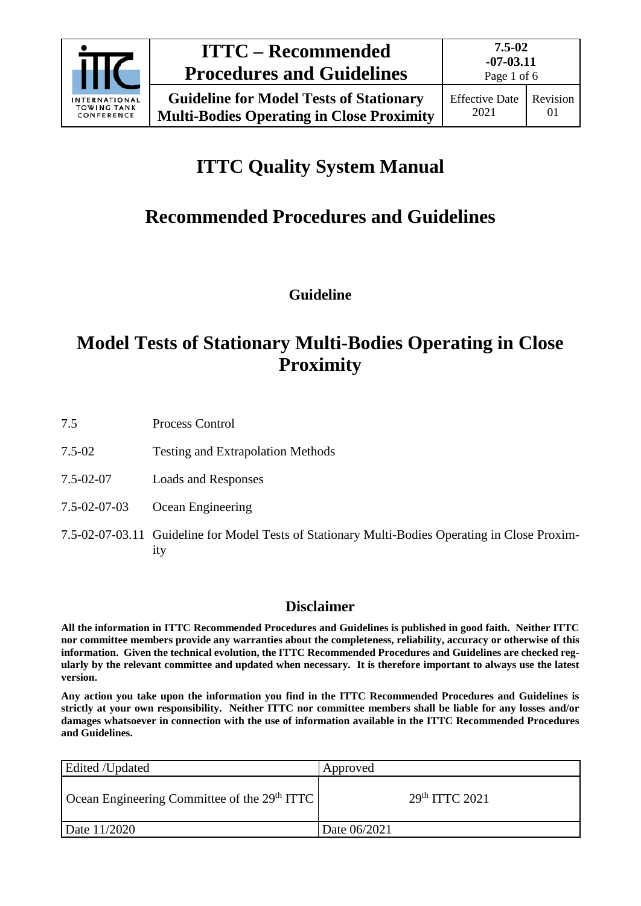# ITTC Quality System Manual

# Recommended Procedures and Guidelines

### Guideline

# Model Tests of Stationary Multi-Bodies Operating in Close Proximity

| | |
|---|---|
| 7.5 | Process Control |
| 7.5-02 | Testing and Extrapolation Methods |
| 7.5-02-07 | Loads and Responses |
| 7.5-02-07-03 | Ocean Engineering |
| 7.5-02-07-03.11 | Guideline for Model Tests of Stationary Multi-Bodies Operating in Close Proximity |

## Disclaimer

**All the information in ITTC Recommended Procedures and Guidelines is published in good faith. Neither ITTC nor committee members provide any warranties about the completeness, reliability, accuracy or otherwise of this information. Given the technical evolution, the ITTC Recommended Procedures and Guidelines are checked regularly by the relevant committee and updated when necessary. It is therefore important to always use the latest version.**

**Any action you take upon the information you find in the ITTC Recommended Procedures and Guidelines is strictly at your own responsibility. Neither ITTC nor committee members shall be liable for any losses and/or damages whatsoever in connection with the use of information available in the ITTC Recommended Procedures and Guidelines.**

| Edited /Updated | Approved |
|---|---|
| Ocean Engineering Committee of the 29th ITTC | 29th ITTC 2021 |
| Date 11/2020 | Date 06/2021 |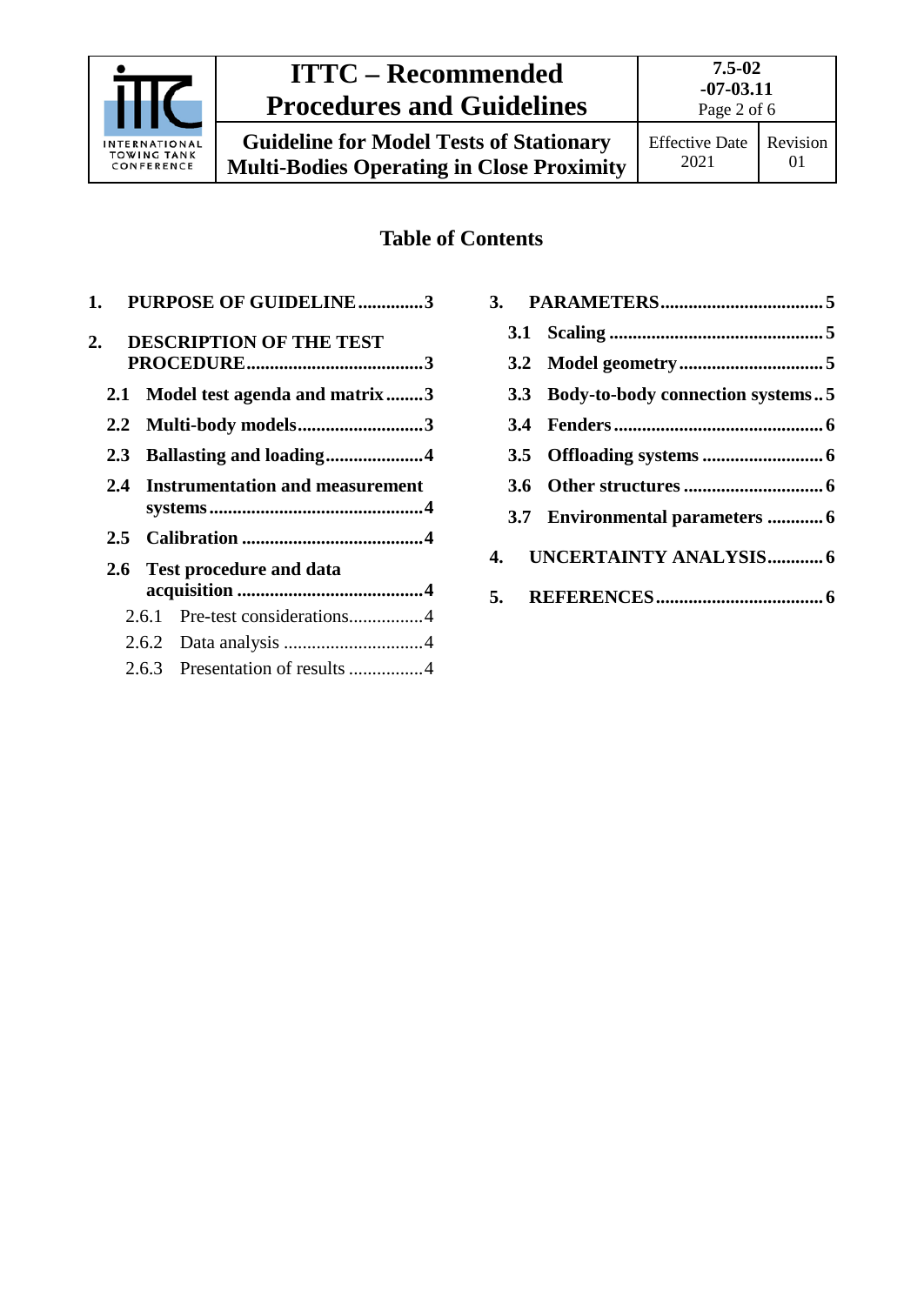## Table of Contents

1. **PURPOSE OF GUIDELINE** ....................3
2. **DESCRIPTION OF THE TEST PROCEDURE** ....................3
   - **2.1 Model test agenda and matrix** ....................3
   - **2.2 Multi-body models** ....................3
   - **2.3 Ballasting and loading** ....................4
   - **2.4 Instrumentation and measurement systems** ....................4
   - **2.5 Calibration** ....................4
   - **2.6 Test procedure and data acquisition** ....................4
     - 2.6.1 Pre-test considerations....................4
     - 2.6.2 Data analysis ....................4
     - 2.6.3 Presentation of results ....................4
3. **PARAMETERS** ....................5
   - **3.1 Scaling** ....................5
   - **3.2 Model geometry** ....................5
   - **3.3 Body-to-body connection systems** .. 5
   - **3.4 Fenders** ....................6
   - **3.5 Offloading systems** ....................6
   - **3.6 Other structures** ....................6
   - **3.7 Environmental parameters** ....................6
4. **UNCERTAINTY ANALYSIS** ....................6
5. **REFERENCES** ....................6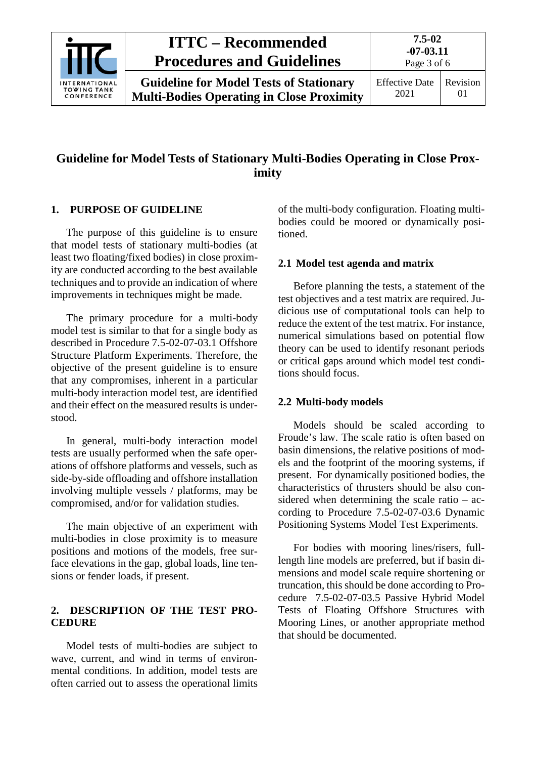# Guideline for Model Tests of Stationary Multi-Bodies Operating in Close Proximity

## 1. PURPOSE OF GUIDELINE

The purpose of this guideline is to ensure that model tests of stationary multi-bodies (at least two floating/fixed bodies) in close proximity are conducted according to the best available techniques and to provide an indication of where improvements in techniques might be made.

The primary procedure for a multi-body model test is similar to that for a single body as described in Procedure 7.5-02-07-03.1 Offshore Structure Platform Experiments. Therefore, the objective of the present guideline is to ensure that any compromises, inherent in a particular multi-body interaction model test, are identified and their effect on the measured results is understood.

In general, multi-body interaction model tests are usually performed when the safe operations of offshore platforms and vessels, such as side-by-side offloading and offshore installation involving multiple vessels / platforms, may be compromised, and/or for validation studies.

The main objective of an experiment with multi-bodies in close proximity is to measure positions and motions of the models, free surface elevations in the gap, global loads, line tensions or fender loads, if present.

## 2. DESCRIPTION OF THE TEST PROCEDURE

Model tests of multi-bodies are subject to wave, current, and wind in terms of environmental conditions. In addition, model tests are often carried out to assess the operational limits of the multi-body configuration. Floating multi-bodies could be moored or dynamically positioned.

### 2.1 Model test agenda and matrix

Before planning the tests, a statement of the test objectives and a test matrix are required. Judicious use of computational tools can help to reduce the extent of the test matrix. For instance, numerical simulations based on potential flow theory can be used to identify resonant periods or critical gaps around which model test conditions should focus.

### 2.2 Multi-body models

Models should be scaled according to Froude's law. The scale ratio is often based on basin dimensions, the relative positions of models and the footprint of the mooring systems, if present. For dynamically positioned bodies, the characteristics of thrusters should be also considered when determining the scale ratio – according to Procedure 7.5-02-07-03.6 Dynamic Positioning Systems Model Test Experiments.

For bodies with mooring lines/risers, full-length line models are preferred, but if basin dimensions and model scale require shortening or truncation, this should be done according to Procedure 7.5-02-07-03.5 Passive Hybrid Model Tests of Floating Offshore Structures with Mooring Lines, or another appropriate method that should be documented.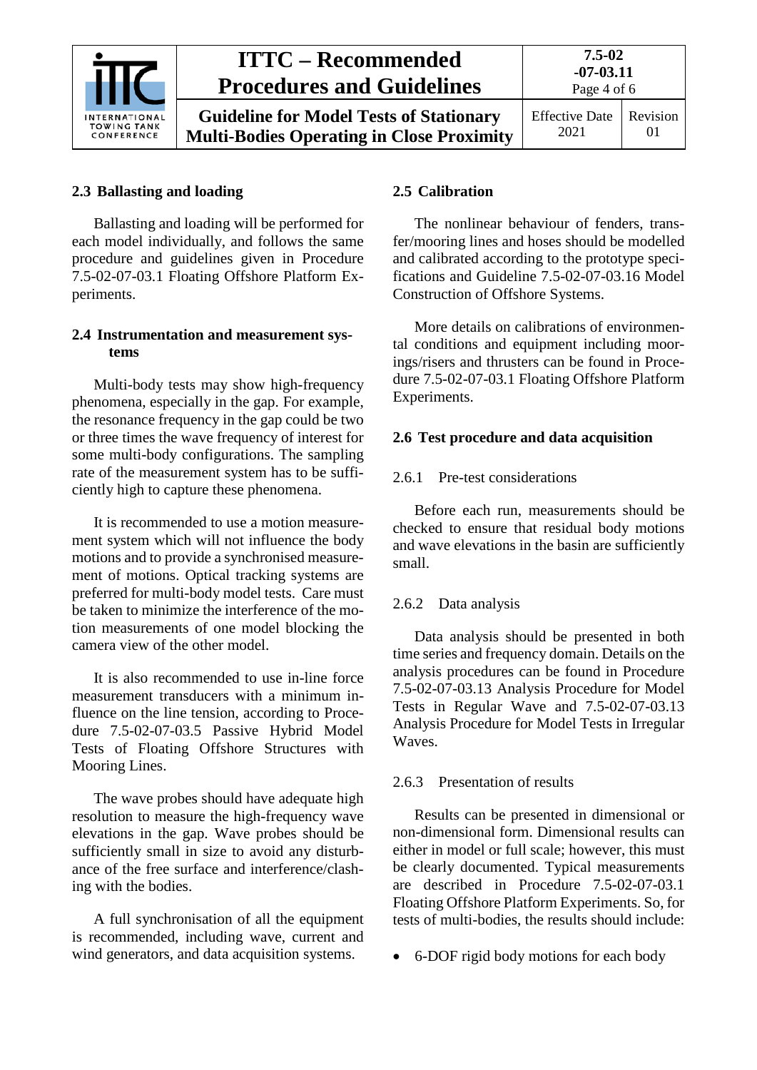## 2.3 Ballasting and loading

Ballasting and loading will be performed for each model individually, and follows the same procedure and guidelines given in Procedure 7.5-02-07-03.1 Floating Offshore Platform Experiments.

## 2.4 Instrumentation and measurement systems

Multi-body tests may show high-frequency phenomena, especially in the gap. For example, the resonance frequency in the gap could be two or three times the wave frequency of interest for some multi-body configurations. The sampling rate of the measurement system has to be sufficiently high to capture these phenomena.

It is recommended to use a motion measurement system which will not influence the body motions and to provide a synchronised measurement of motions. Optical tracking systems are preferred for multi-body model tests. Care must be taken to minimize the interference of the motion measurements of one model blocking the camera view of the other model.

It is also recommended to use in-line force measurement transducers with a minimum influence on the line tension, according to Procedure 7.5-02-07-03.5 Passive Hybrid Model Tests of Floating Offshore Structures with Mooring Lines.

The wave probes should have adequate high resolution to measure the high-frequency wave elevations in the gap. Wave probes should be sufficiently small in size to avoid any disturbance of the free surface and interference/clashing with the bodies.

A full synchronisation of all the equipment is recommended, including wave, current and wind generators, and data acquisition systems.

## 2.5 Calibration

The nonlinear behaviour of fenders, transfer/mooring lines and hoses should be modelled and calibrated according to the prototype specifications and Guideline 7.5-02-07-03.16 Model Construction of Offshore Systems.

More details on calibrations of environmental conditions and equipment including moorings/risers and thrusters can be found in Procedure 7.5-02-07-03.1 Floating Offshore Platform Experiments.

## 2.6 Test procedure and data acquisition

### 2.6.1 Pre-test considerations

Before each run, measurements should be checked to ensure that residual body motions and wave elevations in the basin are sufficiently small.

### 2.6.2 Data analysis

Data analysis should be presented in both time series and frequency domain. Details on the analysis procedures can be found in Procedure 7.5-02-07-03.13 Analysis Procedure for Model Tests in Regular Wave and 7.5-02-07-03.13 Analysis Procedure for Model Tests in Irregular Waves.

### 2.6.3 Presentation of results

Results can be presented in dimensional or non-dimensional form. Dimensional results can either in model or full scale; however, this must be clearly documented. Typical measurements are described in Procedure 7.5-02-07-03.1 Floating Offshore Platform Experiments. So, for tests of multi-bodies, the results should include:

- 6-DOF rigid body motions for each body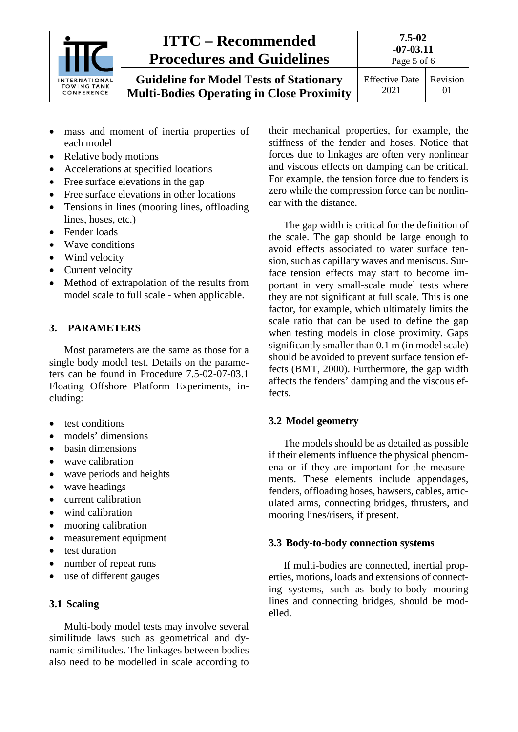- mass and moment of inertia properties of each model
- Relative body motions
- Accelerations at specified locations
- Free surface elevations in the gap
- Free surface elevations in other locations
- Tensions in lines (mooring lines, offloading lines, hoses, etc.)
- Fender loads
- Wave conditions
- Wind velocity
- Current velocity
- Method of extrapolation of the results from model scale to full scale - when applicable.

## 3. PARAMETERS

Most parameters are the same as those for a single body model test. Details on the parameters can be found in Procedure 7.5-02-07-03.1 Floating Offshore Platform Experiments, including:

- test conditions
- models' dimensions
- basin dimensions
- wave calibration
- wave periods and heights
- wave headings
- current calibration
- wind calibration
- mooring calibration
- measurement equipment
- test duration
- number of repeat runs
- use of different gauges

### 3.1 Scaling

Multi-body model tests may involve several similitude laws such as geometrical and dynamic similitudes. The linkages between bodies also need to be modelled in scale according to their mechanical properties, for example, the stiffness of the fender and hoses. Notice that forces due to linkages are often very nonlinear and viscous effects on damping can be critical. For example, the tension force due to fenders is zero while the compression force can be nonlinear with the distance.

The gap width is critical for the definition of the scale. The gap should be large enough to avoid effects associated to water surface tension, such as capillary waves and meniscus. Surface tension effects may start to become important in very small-scale model tests where they are not significant at full scale. This is one factor, for example, which ultimately limits the scale ratio that can be used to define the gap when testing models in close proximity. Gaps significantly smaller than 0.1 m (in model scale) should be avoided to prevent surface tension effects (BMT, 2000). Furthermore, the gap width affects the fenders' damping and the viscous effects.

### 3.2 Model geometry

The models should be as detailed as possible if their elements influence the physical phenomena or if they are important for the measurements. These elements include appendages, fenders, offloading hoses, hawsers, cables, articulated arms, connecting bridges, thrusters, and mooring lines/risers, if present.

### 3.3 Body-to-body connection systems

If multi-bodies are connected, inertial properties, motions, loads and extensions of connecting systems, such as body-to-body mooring lines and connecting bridges, should be modelled.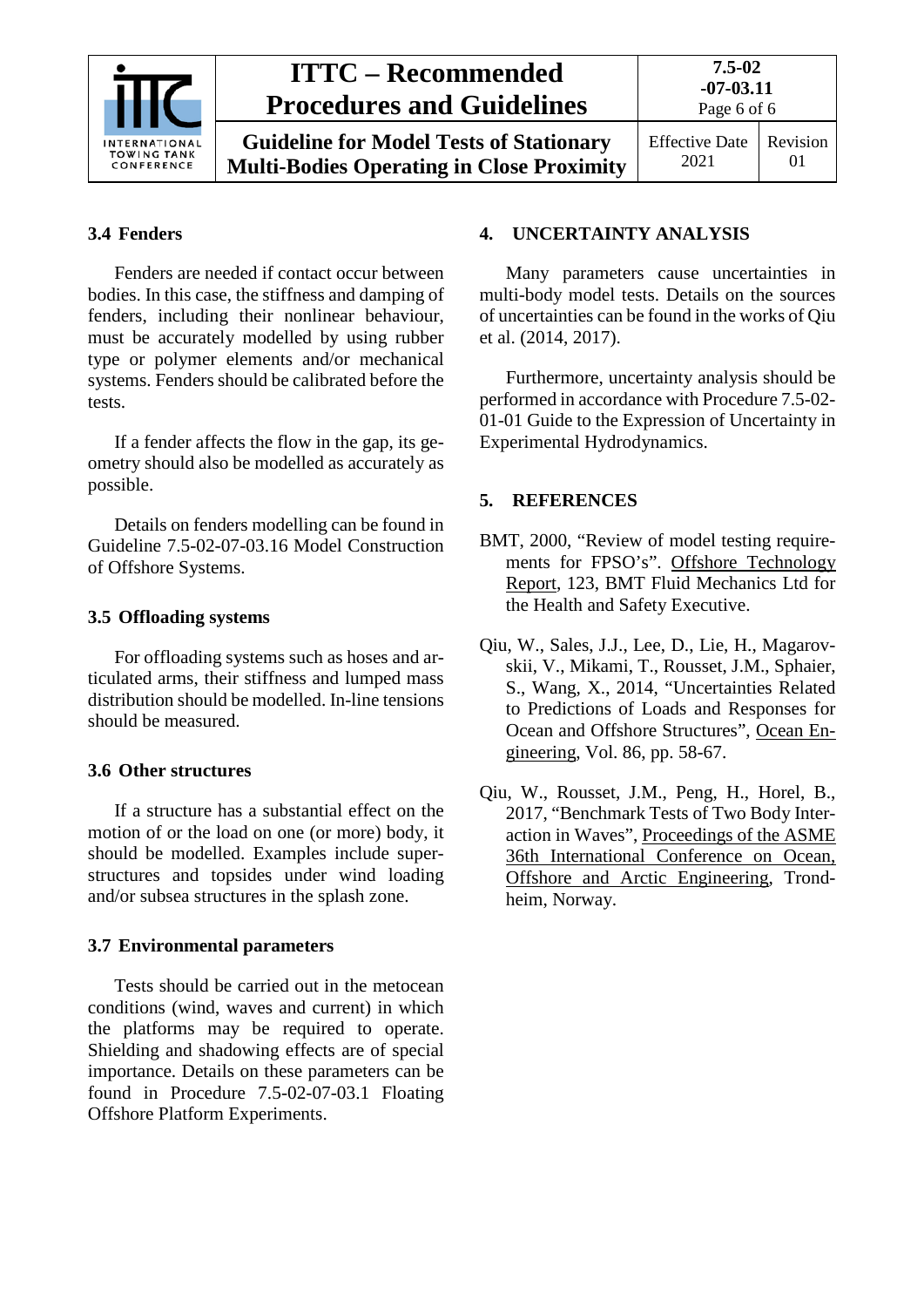### 3.4 Fenders

Fenders are needed if contact occur between bodies. In this case, the stiffness and damping of fenders, including their nonlinear behaviour, must be accurately modelled by using rubber type or polymer elements and/or mechanical systems. Fenders should be calibrated before the tests.

If a fender affects the flow in the gap, its geometry should also be modelled as accurately as possible.

Details on fenders modelling can be found in Guideline 7.5-02-07-03.16 Model Construction of Offshore Systems.

### 3.5 Offloading systems

For offloading systems such as hoses and articulated arms, their stiffness and lumped mass distribution should be modelled. In-line tensions should be measured.

### 3.6 Other structures

If a structure has a substantial effect on the motion of or the load on one (or more) body, it should be modelled. Examples include superstructures and topsides under wind loading and/or subsea structures in the splash zone.

### 3.7 Environmental parameters

Tests should be carried out in the metocean conditions (wind, waves and current) in which the platforms may be required to operate. Shielding and shadowing effects are of special importance. Details on these parameters can be found in Procedure 7.5-02-07-03.1 Floating Offshore Platform Experiments.

## 4. UNCERTAINTY ANALYSIS

Many parameters cause uncertainties in multi-body model tests. Details on the sources of uncertainties can be found in the works of Qiu et al. (2014, 2017).

Furthermore, uncertainty analysis should be performed in accordance with Procedure 7.5-02-01-01 Guide to the Expression of Uncertainty in Experimental Hydrodynamics.

## 5. REFERENCES

BMT, 2000, "Review of model testing requirements for FPSO's". Offshore Technology Report, 123, BMT Fluid Mechanics Ltd for the Health and Safety Executive.

Qiu, W., Sales, J.J., Lee, D., Lie, H., Magarovskii, V., Mikami, T., Rousset, J.M., Sphaier, S., Wang, X., 2014, "Uncertainties Related to Predictions of Loads and Responses for Ocean and Offshore Structures", Ocean Engineering, Vol. 86, pp. 58-67.

Qiu, W., Rousset, J.M., Peng, H., Horel, B., 2017, "Benchmark Tests of Two Body Interaction in Waves", Proceedings of the ASME 36th International Conference on Ocean, Offshore and Arctic Engineering, Trondheim, Norway.